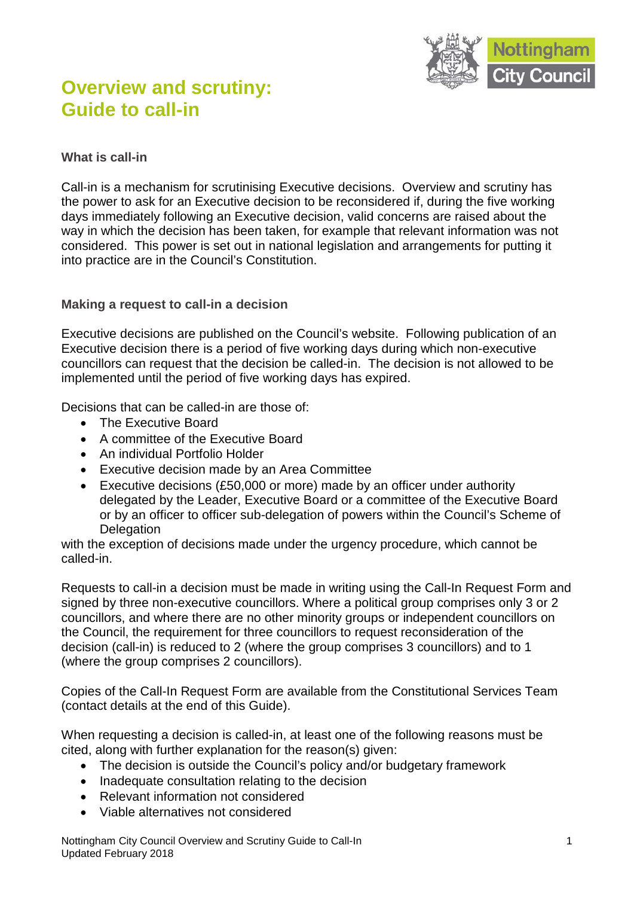# Overview and scrutiny: Guide to call-in

## What is call-in

Call-in is a mechanism for scrutinising Executive decisions. Overview and scrutiny has the power to ask for an Executive decision to be reconsidered if, during the five working days immediately following an Executive decision, valid concerns are raised about the way in which the decision has been taken, for example that relevant information was not considered. This power is set out in national legislation and arrangements for putting it into practice are in the Council's Constitution.

## Making a request to call-in a decision

Executive decisions are published on the Council's website. Following publication of an Executive decision there is a period of five working days during which non-executive councillors can request that the decision be called-in. The decision is not allowed to be implemented until the period of five working days has expired.

Decisions that can be called-in are those of:

- The Executive Board
- A committee of the Executive Board
- An individual Portfolio Holder
- Executive decision made by an Area Committee
- Executive decisions (£50,000 or more) made by an officer under authority delegated by the Leader, Executive Board or a committee of the Executive Board or by an officer to officer sub-delegation of powers within the Council's Scheme of Delegation

with the exception of decisions made under the urgency procedure, which cannot be called-in.

Requests to call-in a decision must be made in writing using the Call-In Request Form and signed by three non-executive councillors. Where a political group comprises only 3 or 2 councillors, and where there are no other minority groups or independent councillors on the Council, the requirement for three councillors to request reconsideration of the decision (call-in) is reduced to 2 (where the group comprises 3 councillors) and to 1 (where the group comprises 2 councillors).

Copies of the Call-In Request Form are available from the Constitutional Services Team (contact details at the end of this Guide).

When requesting a decision is called-in, at least one of the following reasons must be cited, along with further explanation for the reason(s) given:

- The decision is outside the Council's policy and/or budgetary framework
- Inadequate consultation relating to the decision
- Relevant information not considered
- Viable alternatives not considered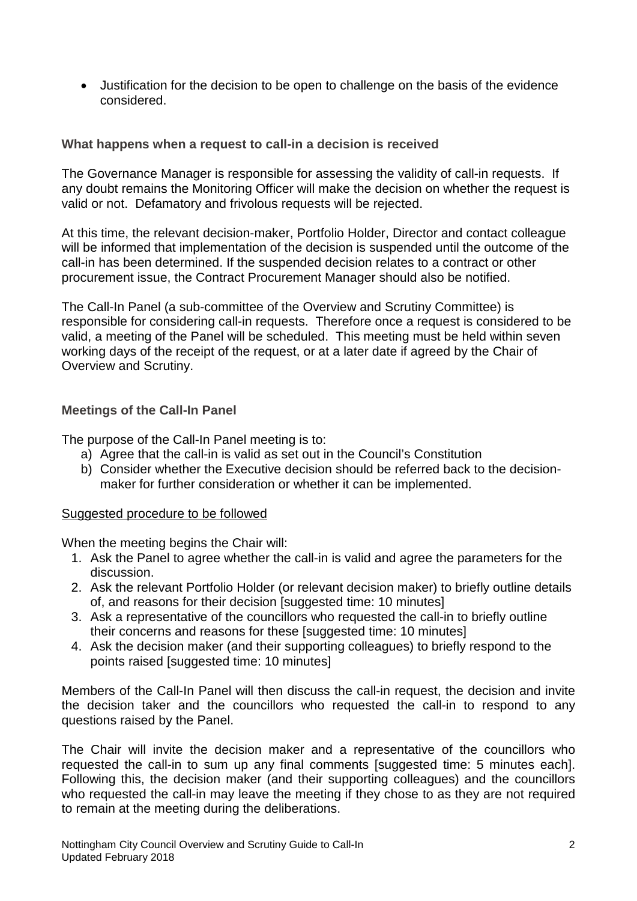- Justification for the decision to be open to challenge on the basis of the evidence considered.

### What happens when a request to call-in a decision is received

The Governance Manager is responsible for assessing the validity of call-in requests. If any doubt remains the Monitoring Officer will make the decision on whether the request is valid or not. Defamatory and frivolous requests will be rejected.

At this time, the relevant decision-maker, Portfolio Holder, Director and contact colleague will be informed that implementation of the decision is suspended until the outcome of the call-in has been determined. If the suspended decision relates to a contract or other procurement issue, the Contract Procurement Manager should also be notified.

The Call-In Panel (a sub-committee of the Overview and Scrutiny Committee) is responsible for considering call-in requests. Therefore once a request is considered to be valid, a meeting of the Panel will be scheduled. This meeting must be held within seven working days of the receipt of the request, or at a later date if agreed by the Chair of Overview and Scrutiny.

### Meetings of the Call-In Panel

The purpose of the Call-In Panel meeting is to:

a) Agree that the call-in is valid as set out in the Council's Constitution
b) Consider whether the Executive decision should be referred back to the decision-maker for further consideration or whether it can be implemented.

<u>Suggested procedure to be followed</u>

When the meeting begins the Chair will:

1. Ask the Panel to agree whether the call-in is valid and agree the parameters for the discussion.
2. Ask the relevant Portfolio Holder (or relevant decision maker) to briefly outline details of, and reasons for their decision [suggested time: 10 minutes]
3. Ask a representative of the councillors who requested the call-in to briefly outline their concerns and reasons for these [suggested time: 10 minutes]
4. Ask the decision maker (and their supporting colleagues) to briefly respond to the points raised [suggested time: 10 minutes]

Members of the Call-In Panel will then discuss the call-in request, the decision and invite the decision taker and the councillors who requested the call-in to respond to any questions raised by the Panel.

The Chair will invite the decision maker and a representative of the councillors who requested the call-in to sum up any final comments [suggested time: 5 minutes each]. Following this, the decision maker (and their supporting colleagues) and the councillors who requested the call-in may leave the meeting if they chose to as they are not required to remain at the meeting during the deliberations.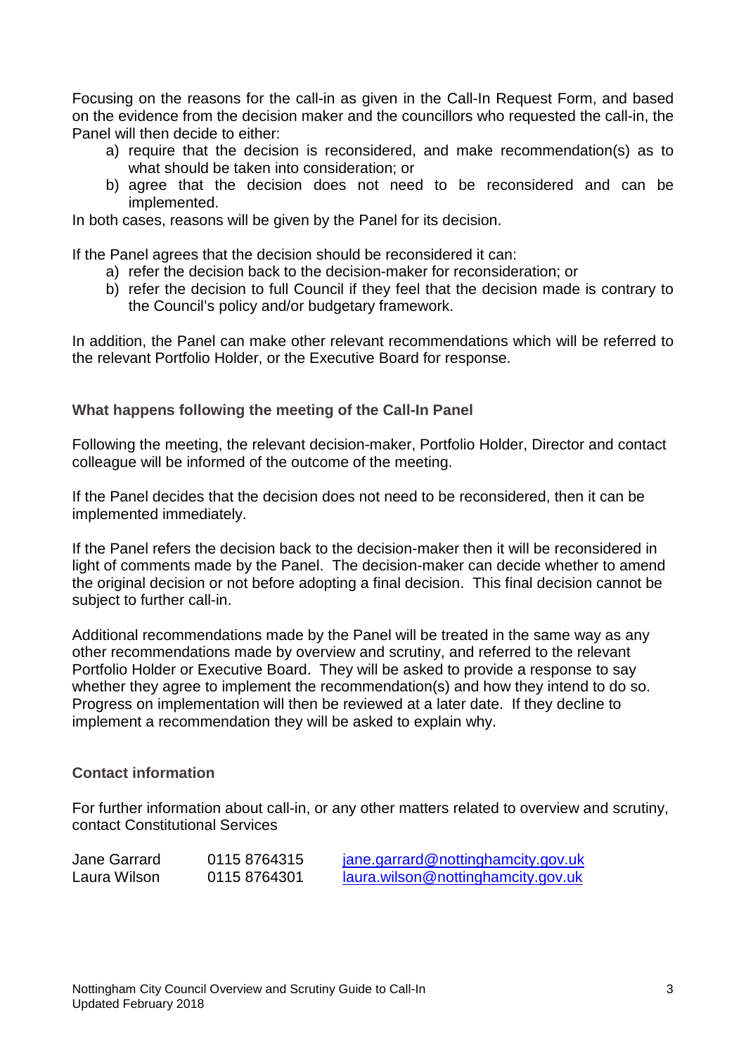Focusing on the reasons for the call-in as given in the Call-In Request Form, and based on the evidence from the decision maker and the councillors who requested the call-in, the Panel will then decide to either:

a) require that the decision is reconsidered, and make recommendation(s) as to what should be taken into consideration; or
b) agree that the decision does not need to be reconsidered and can be implemented.

In both cases, reasons will be given by the Panel for its decision.

If the Panel agrees that the decision should be reconsidered it can:

a) refer the decision back to the decision-maker for reconsideration; or
b) refer the decision to full Council if they feel that the decision made is contrary to the Council's policy and/or budgetary framework.

In addition, the Panel can make other relevant recommendations which will be referred to the relevant Portfolio Holder, or the Executive Board for response.

### What happens following the meeting of the Call-In Panel

Following the meeting, the relevant decision-maker, Portfolio Holder, Director and contact colleague will be informed of the outcome of the meeting.

If the Panel decides that the decision does not need to be reconsidered, then it can be implemented immediately.

If the Panel refers the decision back to the decision-maker then it will be reconsidered in light of comments made by the Panel. The decision-maker can decide whether to amend the original decision or not before adopting a final decision. This final decision cannot be subject to further call-in.

Additional recommendations made by the Panel will be treated in the same way as any other recommendations made by overview and scrutiny, and referred to the relevant Portfolio Holder or Executive Board. They will be asked to provide a response to say whether they agree to implement the recommendation(s) and how they intend to do so. Progress on implementation will then be reviewed at a later date. If they decline to implement a recommendation they will be asked to explain why.

### Contact information

For further information about call-in, or any other matters related to overview and scrutiny, contact Constitutional Services

| | | |
|---|---|---|
| Jane Garrard | 0115 8764315 | jane.garrard@nottinghamcity.gov.uk |
| Laura Wilson | 0115 8764301 | laura.wilson@nottinghamcity.gov.uk |